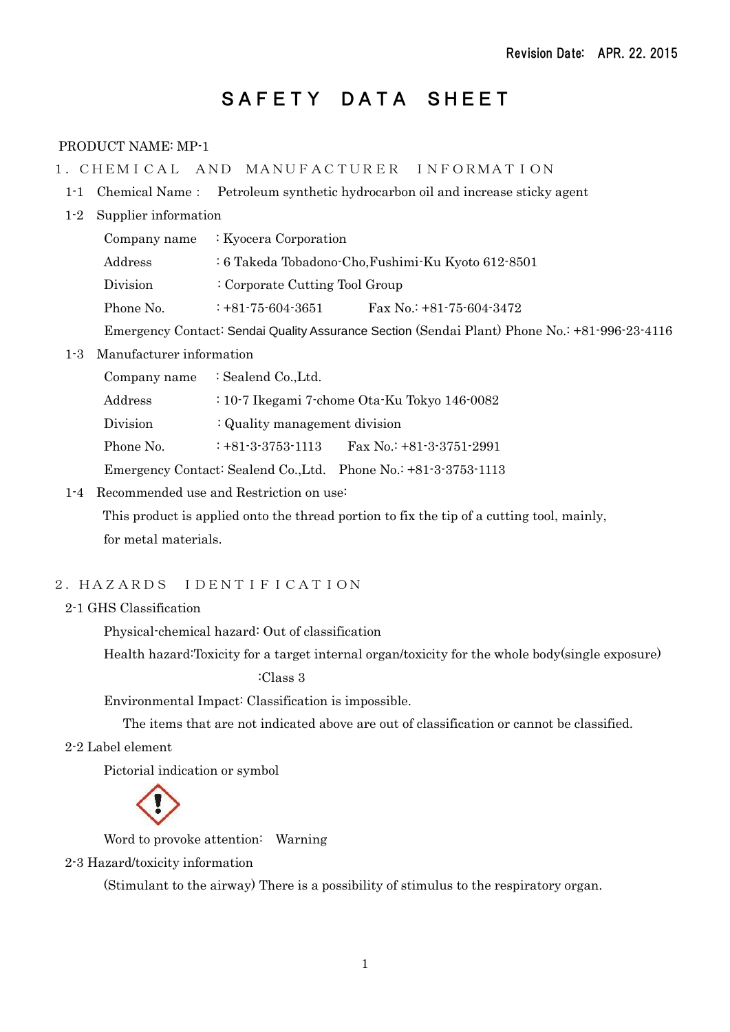Revision Date: APR. 22. 2015

# SAFETY DATA SHEET

PRODUCT NAME: MP-1

## 1. CHEMICAL AND MANUFACTURER INFORMATION

1-1 Chemical Name : Petroleum synthetic hydrocarbon oil and increase sticky agent

1-2 Supplier information

Company name : Kyocera Corporation

Address : 6 Takeda Tobadono-Cho,Fushimi-Ku Kyoto 612-8501

Division : Corporate Cutting Tool Group

Phone No. : +81-75-604-3651 Fax No.: +81-75-604-3472

Emergency Contact: Sendai Quality Assurance Section (Sendai Plant) Phone No.: +81-996-23-4116

1-3 Manufacturer information

Company name : Sealend Co.,Ltd.

Address : 10-7 Ikegami 7-chome Ota-Ku Tokyo 146-0082

Division : Quality management division

Phone No. : +81-3-3753-1113 Fax No.: +81-3-3751-2991

Emergency Contact: Sealend Co.,Ltd. Phone No.: +81-3-3753-1113

1-4 Recommended use and Restriction on use:

This product is applied onto the thread portion to fix the tip of a cutting tool, mainly, for metal materials.

## 2. HAZARDS IDENTIFICATION

2-1 GHS Classification

Physical-chemical hazard: Out of classification

Health hazard:Toxicity for a target internal organ/toxicity for the whole body(single exposure) :Class 3

Environmental Impact: Classification is impossible.

The items that are not indicated above are out of classification or cannot be classified.

2-2 Label element

Pictorial indication or symbol

Word to provoke attention: Warning

2-3 Hazard/toxicity information

(Stimulant to the airway) There is a possibility of stimulus to the respiratory organ.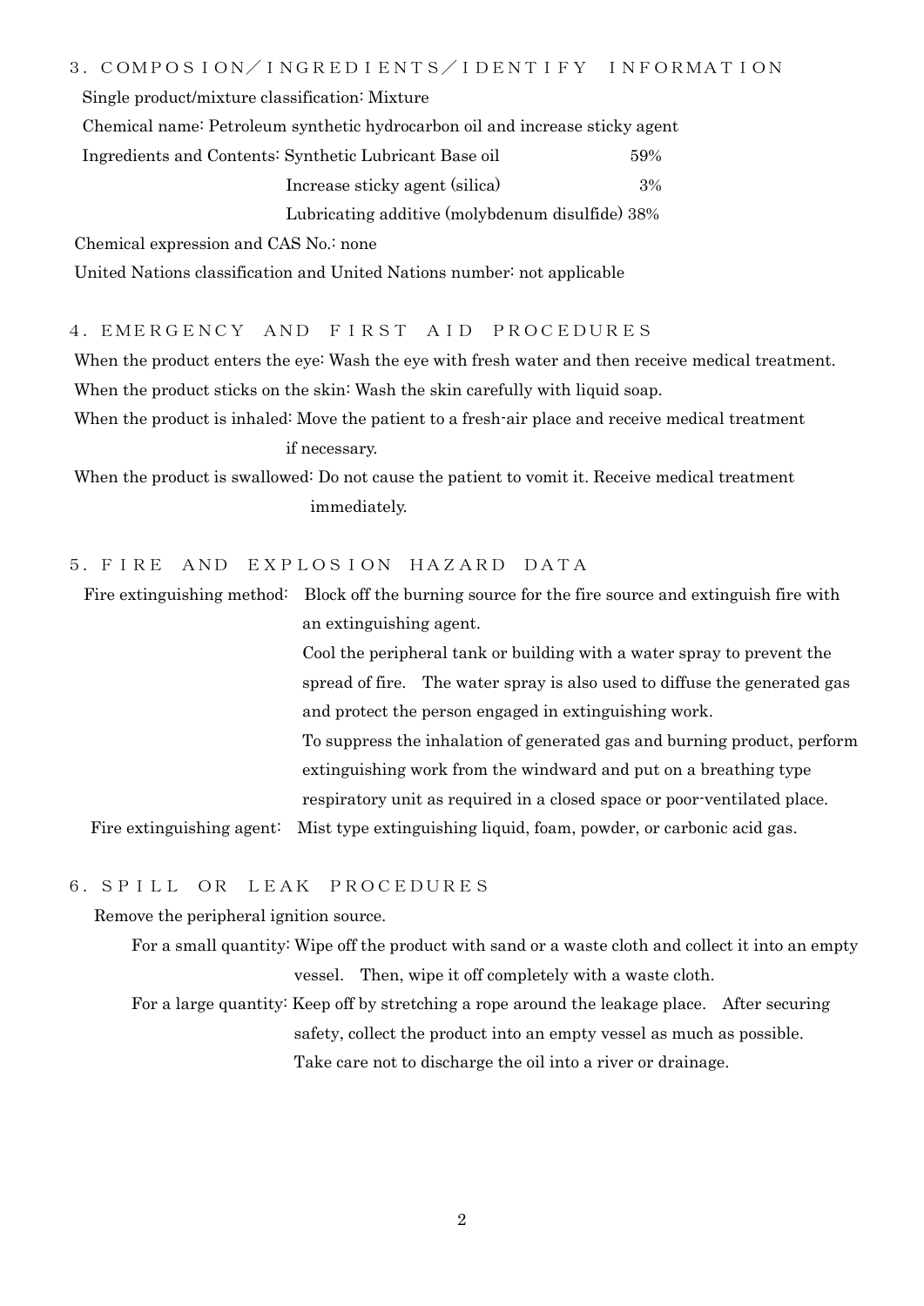## 3. COMPOSION／INGREDIENTS／IDENTIFY INFORMATION

Single product/mixture classification: Mixture

Chemical name: Petroleum synthetic hydrocarbon oil and increase sticky agent

Ingredients and Contents:

| Ingredient | Content |
| --- | --- |
| Synthetic Lubricant Base oil | 59% |
| Increase sticky agent (silica) | 3% |
| Lubricating additive (molybdenum disulfide) | 38% |

Chemical expression and CAS No.: none

United Nations classification and United Nations number: not applicable

## 4. EMERGENCY AND FIRST AID PROCEDURES

When the product enters the eye: Wash the eye with fresh water and then receive medical treatment.

When the product sticks on the skin: Wash the skin carefully with liquid soap.

When the product is inhaled: Move the patient to a fresh-air place and receive medical treatment if necessary.

When the product is swallowed: Do not cause the patient to vomit it. Receive medical treatment immediately.

## 5. FIRE AND EXPLOSION HAZARD DATA

Fire extinguishing method: Block off the burning source for the fire source and extinguish fire with an extinguishing agent.

Cool the peripheral tank or building with a water spray to prevent the spread of fire. The water spray is also used to diffuse the generated gas and protect the person engaged in extinguishing work.

To suppress the inhalation of generated gas and burning product, perform extinguishing work from the windward and put on a breathing type respiratory unit as required in a closed space or poor-ventilated place.

Fire extinguishing agent: Mist type extinguishing liquid, foam, powder, or carbonic acid gas.

## 6. SPILL OR LEAK PROCEDURES

Remove the peripheral ignition source.

For a small quantity: Wipe off the product with sand or a waste cloth and collect it into an empty vessel. Then, wipe it off completely with a waste cloth.

For a large quantity: Keep off by stretching a rope around the leakage place. After securing safety, collect the product into an empty vessel as much as possible.

Take care not to discharge the oil into a river or drainage.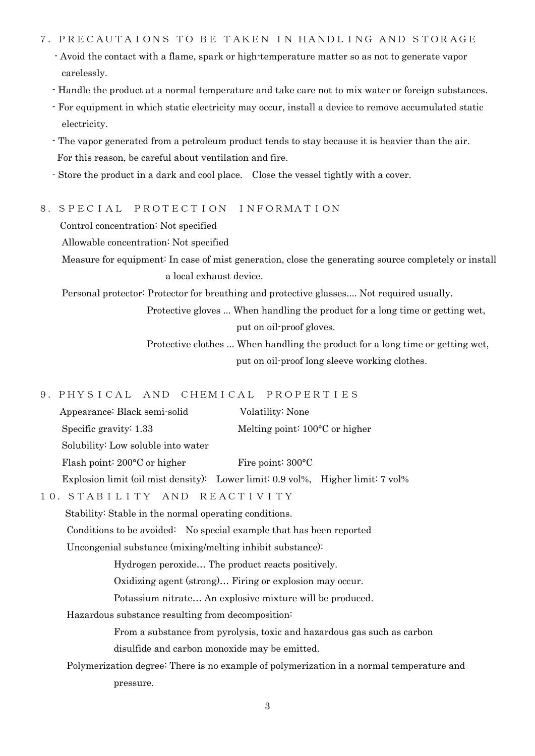## 7. PRECAUTAIONS TO BE TAKEN IN HANDLING AND STORAGE

- Avoid the contact with a flame, spark or high-temperature matter so as not to generate vapor carelessly.
- Handle the product at a normal temperature and take care not to mix water or foreign substances.
- For equipment in which static electricity may occur, install a device to remove accumulated static electricity.
- The vapor generated from a petroleum product tends to stay because it is heavier than the air. For this reason, be careful about ventilation and fire.
- Store the product in a dark and cool place.　Close the vessel tightly with a cover.

## 8. SPECIAL PROTECTION INFORMATION

Control concentration: Not specified

Allowable concentration: Not specified

Measure for equipment: In case of mist generation, close the generating source completely or install a local exhaust device.

Personal protector: Protector for breathing and protective glasses.... Not required usually.

Protective gloves ... When handling the product for a long time or getting wet, put on oil-proof gloves.

Protective clothes ... When handling the product for a long time or getting wet, put on oil-proof long sleeve working clothes.

## 9. PHYSICAL AND CHEMICAL PROPERTIES

Appearance: Black semi-solid　　Volatility: None

Specific gravity: 1.33　　Melting point: 100°C or higher

Solubility: Low soluble into water

Flash point: 200°C or higher　　Fire point: 300°C

Explosion limit (oil mist density):　Lower limit: 0.9 vol%,　Higher limit: 7 vol%

## 10. STABILITY AND REACTIVITY

Stability: Stable in the normal operating conditions.

Conditions to be avoided:　No special example that has been reported

Uncongenial substance (mixing/melting inhibit substance):

Hydrogen peroxide… The product reacts positively.

Oxidizing agent (strong)… Firing or explosion may occur.

Potassium nitrate… An explosive mixture will be produced.

Hazardous substance resulting from decomposition:

From a substance from pyrolysis, toxic and hazardous gas such as carbon disulfide and carbon monoxide may be emitted.

Polymerization degree: There is no example of polymerization in a normal temperature and pressure.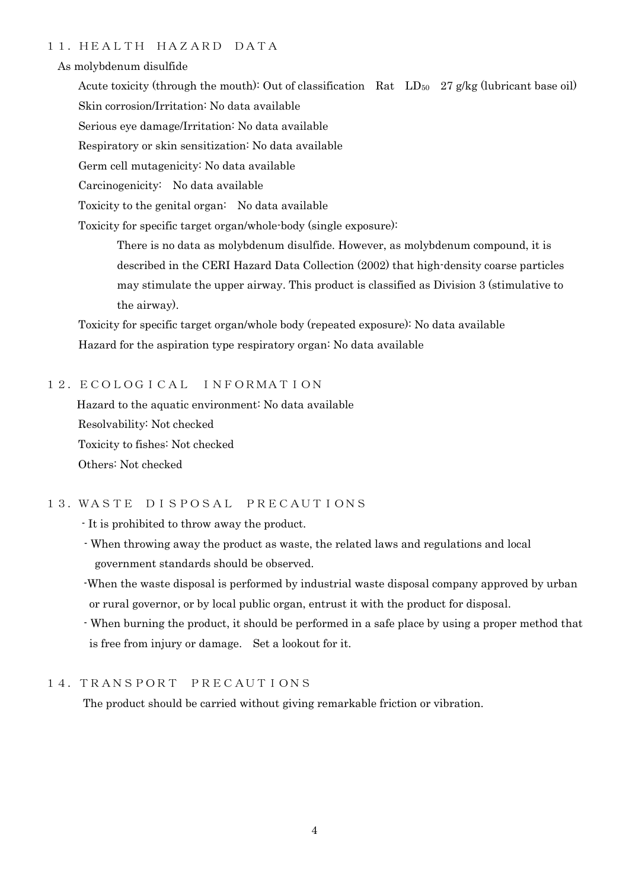## 11. HEALTH HAZARD DATA

As molybdenum disulfide

Acute toxicity (through the mouth): Out of classification Rat $LD_{50}$ 27 g/kg (lubricant base oil)

Skin corrosion/Irritation: No data available

Serious eye damage/Irritation: No data available

Respiratory or skin sensitization: No data available

Germ cell mutagenicity: No data available

Carcinogenicity: No data available

Toxicity to the genital organ: No data available

Toxicity for specific target organ/whole-body (single exposure):

There is no data as molybdenum disulfide. However, as molybdenum compound, it is described in the CERI Hazard Data Collection (2002) that high-density coarse particles may stimulate the upper airway. This product is classified as Division 3 (stimulative to the airway).

Toxicity for specific target organ/whole body (repeated exposure): No data available

Hazard for the aspiration type respiratory organ: No data available

## 12. ECOLOGICAL INFORMATION

Hazard to the aquatic environment: No data available

Resolvability: Not checked

Toxicity to fishes: Not checked

Others: Not checked

## 13. WASTE DISPOSAL PRECAUTIONS

- It is prohibited to throw away the product.
- When throwing away the product as waste, the related laws and regulations and local government standards should be observed.
- When the waste disposal is performed by industrial waste disposal company approved by urban or rural governor, or by local public organ, entrust it with the product for disposal.
- When burning the product, it should be performed in a safe place by using a proper method that is free from injury or damage. Set a lookout for it.

## 14. TRANSPORT PRECAUTIONS

The product should be carried without giving remarkable friction or vibration.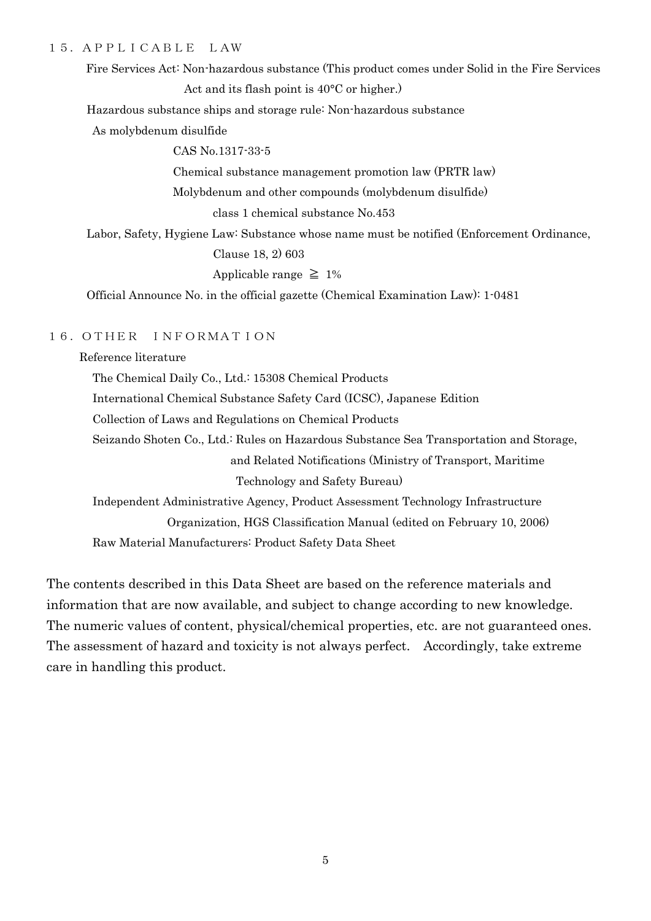## １５．ＡＰＰＬＩＣＡＢＬＥ　ＬＡＷ

Fire Services Act: Non-hazardous substance (This product comes under Solid in the Fire Services Act and its flash point is 40°C or higher.)

Hazardous substance ships and storage rule: Non-hazardous substance

As molybdenum disulfide

CAS No.1317-33-5

Chemical substance management promotion law (PRTR law)

Molybdenum and other compounds (molybdenum disulfide)

class 1 chemical substance No.453

Labor, Safety, Hygiene Law: Substance whose name must be notified (Enforcement Ordinance, Clause 18, 2) 603

Applicable range ≧ 1%

Official Announce No. in the official gazette (Chemical Examination Law): 1-0481

## １６．ＯＴＨＥＲ　ＩＮＦＯＲＭＡＴＩＯＮ

Reference literature

The Chemical Daily Co., Ltd.: 15308 Chemical Products

International Chemical Substance Safety Card (ICSC), Japanese Edition

Collection of Laws and Regulations on Chemical Products

Seizando Shoten Co., Ltd.: Rules on Hazardous Substance Sea Transportation and Storage, and Related Notifications (Ministry of Transport, Maritime Technology and Safety Bureau)

Independent Administrative Agency, Product Assessment Technology Infrastructure Organization, HGS Classification Manual (edited on February 10, 2006)

Raw Material Manufacturers: Product Safety Data Sheet

The contents described in this Data Sheet are based on the reference materials and information that are now available, and subject to change according to new knowledge. The numeric values of content, physical/chemical properties, etc. are not guaranteed ones. The assessment of hazard and toxicity is not always perfect.　Accordingly, take extreme care in handling this product.